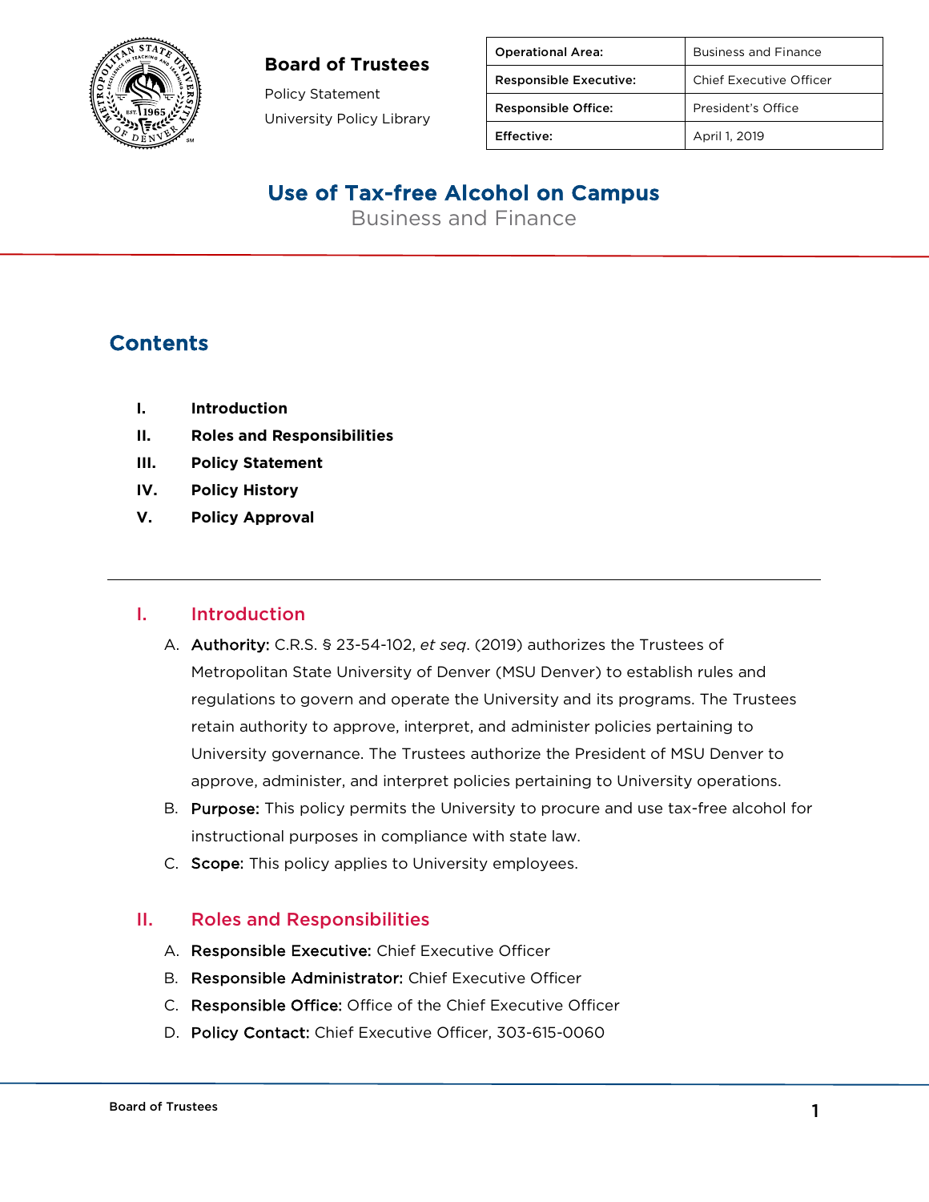**Board of Trustees**

Policy Statement

University Policy Library

| Operational Area: | Business and Finance |
|---|---|
| Responsible Executive: | Chief Executive Officer |
| Responsible Office: | President's Office |
| Effective: | April 1, 2019 |

# Use of Tax-free Alcohol on Campus

Business and Finance

## Contents

- I. Introduction
- II. Roles and Responsibilities
- III. Policy Statement
- IV. Policy History
- V. Policy Approval

## I. Introduction

A. **Authority:** C.R.S. § 23-54-102, *et seq*. (2019) authorizes the Trustees of Metropolitan State University of Denver (MSU Denver) to establish rules and regulations to govern and operate the University and its programs. The Trustees retain authority to approve, interpret, and administer policies pertaining to University governance. The Trustees authorize the President of MSU Denver to approve, administer, and interpret policies pertaining to University operations.

B. **Purpose:** This policy permits the University to procure and use tax-free alcohol for instructional purposes in compliance with state law.

C. **Scope:** This policy applies to University employees.

## II. Roles and Responsibilities

A. **Responsible Executive:** Chief Executive Officer

B. **Responsible Administrator:** Chief Executive Officer

C. **Responsible Office:** Office of the Chief Executive Officer

D. **Policy Contact:** Chief Executive Officer, 303-615-0060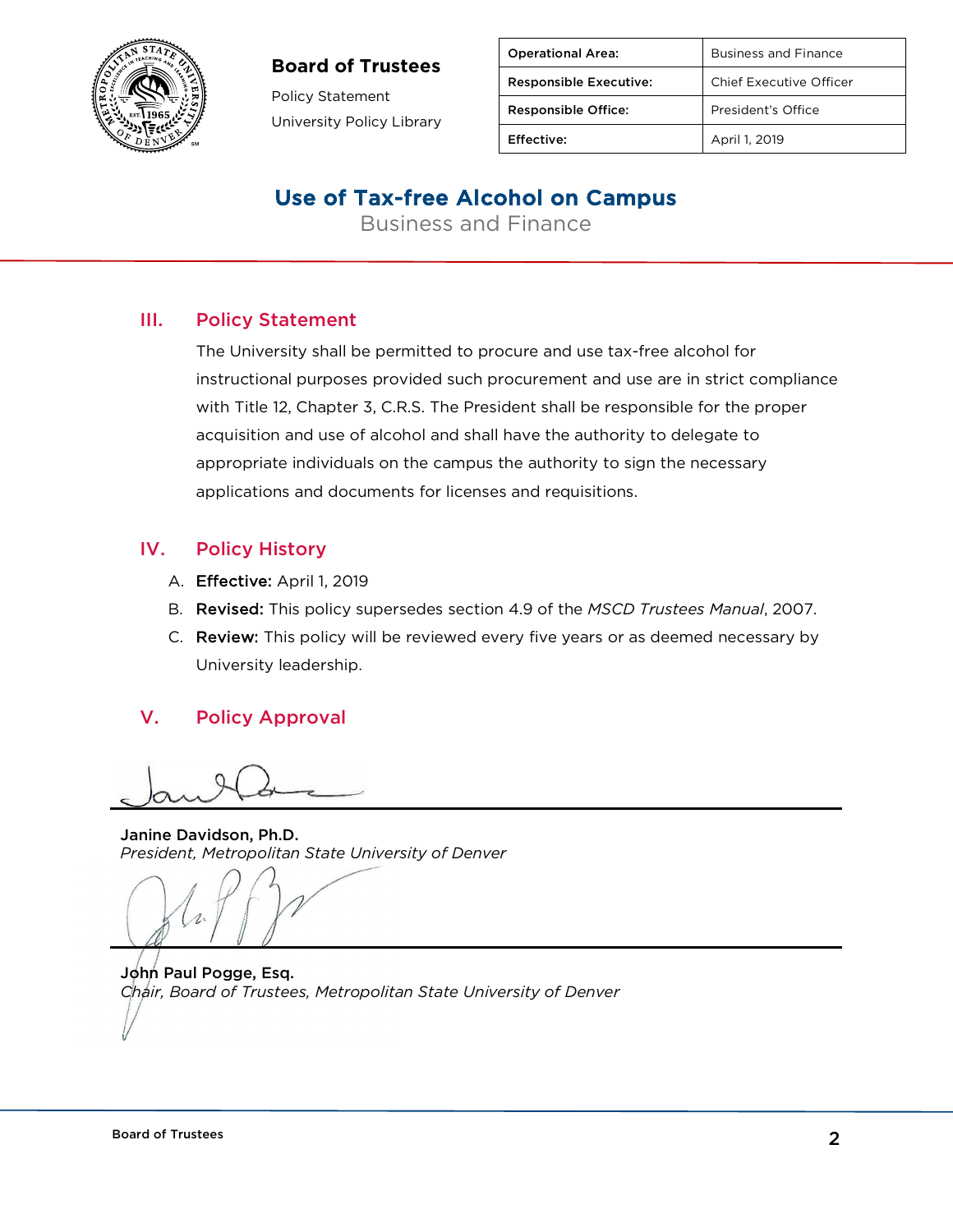**Board of Trustees**

Policy Statement

University Policy Library

| | |
|---|---|
| **Operational Area:** | Business and Finance |
| **Responsible Executive:** | Chief Executive Officer |
| **Responsible Office:** | President's Office |
| **Effective:** | April 1, 2019 |

# Use of Tax-free Alcohol on Campus

Business and Finance

## III. Policy Statement

The University shall be permitted to procure and use tax-free alcohol for instructional purposes provided such procurement and use are in strict compliance with Title 12, Chapter 3, C.R.S. The President shall be responsible for the proper acquisition and use of alcohol and shall have the authority to delegate to appropriate individuals on the campus the authority to sign the necessary applications and documents for licenses and requisitions.

## IV. Policy History

A. **Effective:** April 1, 2019

B. **Revised:** This policy supersedes section 4.9 of the *MSCD Trustees Manual*, 2007.

C. **Review:** This policy will be reviewed every five years or as deemed necessary by University leadership.

## V. Policy Approval

**Janine Davidson, Ph.D.**
*President, Metropolitan State University of Denver*

**John Paul Pogge, Esq.**
*Chair, Board of Trustees, Metropolitan State University of Denver*